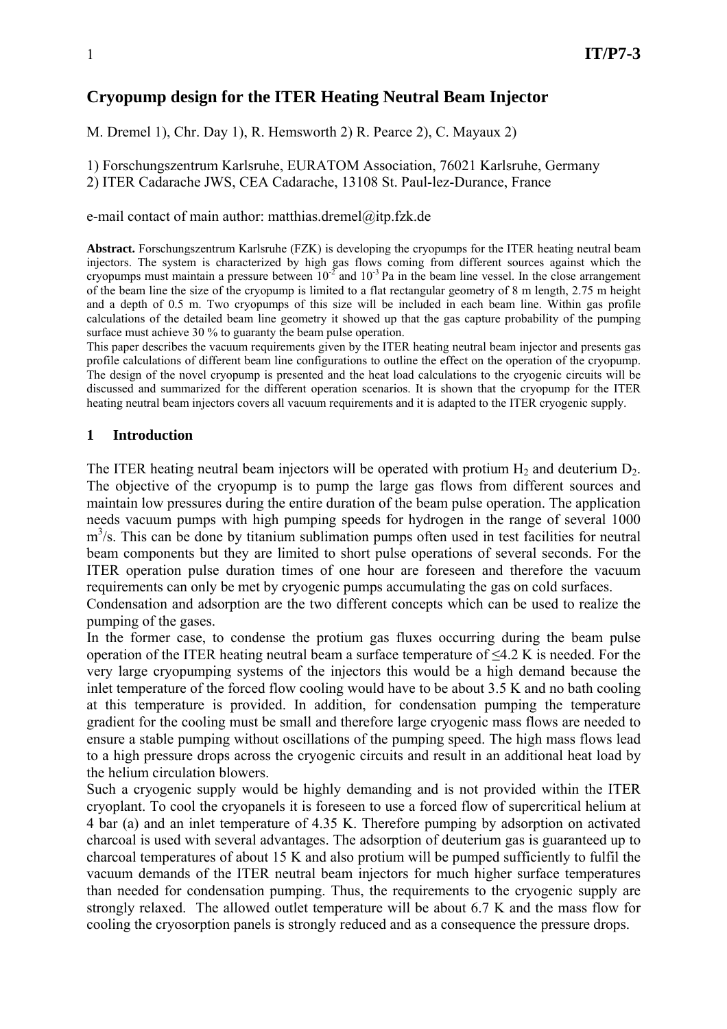# Cryopump design for the ITER Heating Neutral Beam Injector

M. Dremel 1), Chr. Day 1), R. Hemsworth 2) R. Pearce 2), C. Mayaux 2)

1) Forschungszentrum Karlsruhe, EURATOM Association, 76021 Karlsruhe, Germany
2) ITER Cadarache JWS, CEA Cadarache, 13108 St. Paul-lez-Durance, France

e-mail contact of main author: matthias.dremel@itp.fzk.de

**Abstract.** Forschungszentrum Karlsruhe (FZK) is developing the cryopumps for the ITER heating neutral beam injectors. The system is characterized by high gas flows coming from different sources against which the cryopumps must maintain a pressure between $10^{-2}$ and $10^{-3}$ Pa in the beam line vessel. In the close arrangement of the beam line the size of the cryopump is limited to a flat rectangular geometry of 8 m length, 2.75 m height and a depth of 0.5 m. Two cryopumps of this size will be included in each beam line. Within gas profile calculations of the detailed beam line geometry it showed up that the gas capture probability of the pumping surface must achieve 30 % to guaranty the beam pulse operation.
This paper describes the vacuum requirements given by the ITER heating neutral beam injector and presents gas profile calculations of different beam line configurations to outline the effect on the operation of the cryopump. The design of the novel cryopump is presented and the heat load calculations to the cryogenic circuits will be discussed and summarized for the different operation scenarios. It is shown that the cryopump for the ITER heating neutral beam injectors covers all vacuum requirements and it is adapted to the ITER cryogenic supply.

## 1 Introduction

The ITER heating neutral beam injectors will be operated with protium $H_2$ and deuterium $D_2$. The objective of the cryopump is to pump the large gas flows from different sources and maintain low pressures during the entire duration of the beam pulse operation. The application needs vacuum pumps with high pumping speeds for hydrogen in the range of several 1000 $m^3/s$. This can be done by titanium sublimation pumps often used in test facilities for neutral beam components but they are limited to short pulse operations of several seconds. For the ITER operation pulse duration times of one hour are foreseen and therefore the vacuum requirements can only be met by cryogenic pumps accumulating the gas on cold surfaces.
Condensation and adsorption are the two different concepts which can be used to realize the pumping of the gases.
In the former case, to condense the protium gas fluxes occurring during the beam pulse operation of the ITER heating neutral beam a surface temperature of $\leq$4.2 K is needed. For the very large cryopumping systems of the injectors this would be a high demand because the inlet temperature of the forced flow cooling would have to be about 3.5 K and no bath cooling at this temperature is provided. In addition, for condensation pumping the temperature gradient for the cooling must be small and therefore large cryogenic mass flows are needed to ensure a stable pumping without oscillations of the pumping speed. The high mass flows lead to a high pressure drops across the cryogenic circuits and result in an additional heat load by the helium circulation blowers.
Such a cryogenic supply would be highly demanding and is not provided within the ITER cryoplant. To cool the cryopanels it is foreseen to use a forced flow of supercritical helium at 4 bar (a) and an inlet temperature of 4.35 K. Therefore pumping by adsorption on activated charcoal is used with several advantages. The adsorption of deuterium gas is guaranteed up to charcoal temperatures of about 15 K and also protium will be pumped sufficiently to fulfil the vacuum demands of the ITER neutral beam injectors for much higher surface temperatures than needed for condensation pumping. Thus, the requirements to the cryogenic supply are strongly relaxed. The allowed outlet temperature will be about 6.7 K and the mass flow for cooling the cryosorption panels is strongly reduced and as a consequence the pressure drops.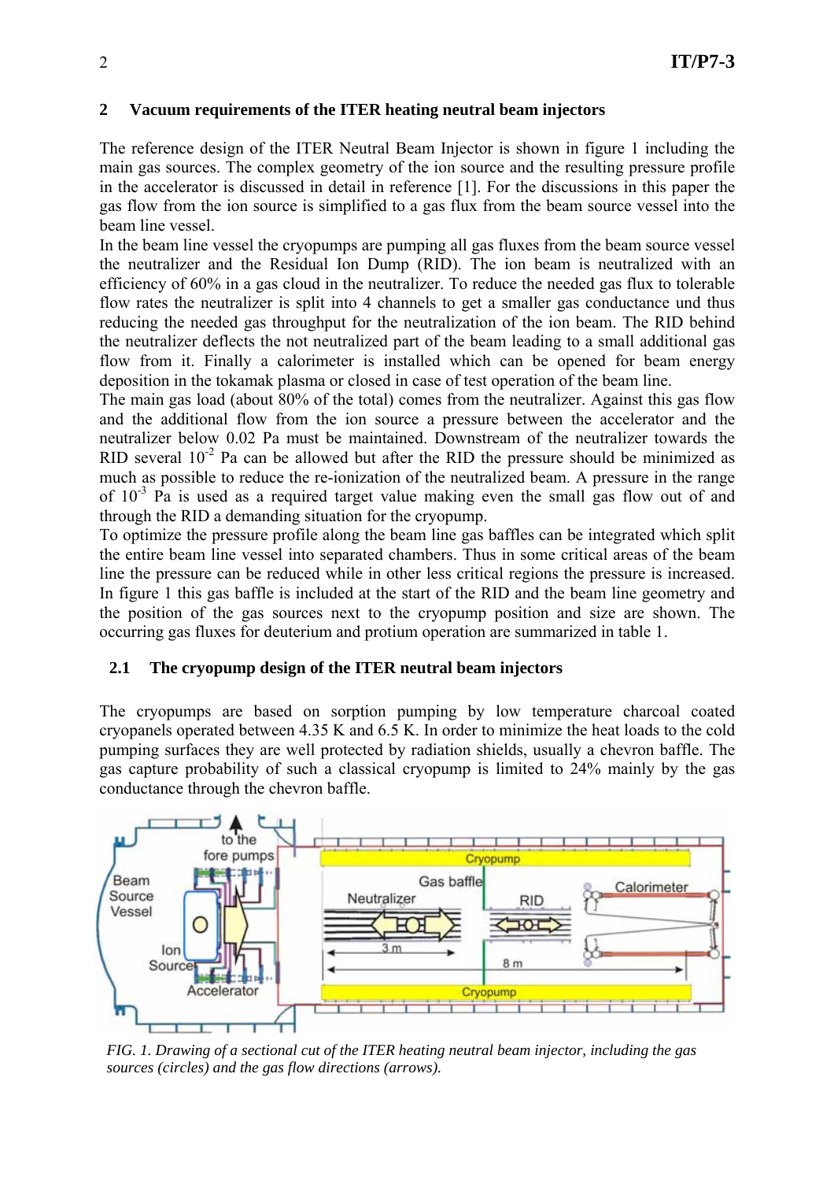## 2 Vacuum requirements of the ITER heating neutral beam injectors

The reference design of the ITER Neutral Beam Injector is shown in figure 1 including the main gas sources. The complex geometry of the ion source and the resulting pressure profile in the accelerator is discussed in detail in reference [1]. For the discussions in this paper the gas flow from the ion source is simplified to a gas flux from the beam source vessel into the beam line vessel.

In the beam line vessel the cryopumps are pumping all gas fluxes from the beam source vessel the neutralizer and the Residual Ion Dump (RID). The ion beam is neutralized with an efficiency of 60% in a gas cloud in the neutralizer. To reduce the needed gas flux to tolerable flow rates the neutralizer is split into 4 channels to get a smaller gas conductance und thus reducing the needed gas throughput for the neutralization of the ion beam. The RID behind the neutralizer deflects the not neutralized part of the beam leading to a small additional gas flow from it. Finally a calorimeter is installed which can be opened for beam energy deposition in the tokamak plasma or closed in case of test operation of the beam line.

The main gas load (about 80% of the total) comes from the neutralizer. Against this gas flow and the additional flow from the ion source a pressure between the accelerator and the neutralizer below 0.02 Pa must be maintained. Downstream of the neutralizer towards the RID several $10^{-2}$ Pa can be allowed but after the RID the pressure should be minimized as much as possible to reduce the re-ionization of the neutralized beam. A pressure in the range of $10^{-3}$ Pa is used as a required target value making even the small gas flow out of and through the RID a demanding situation for the cryopump.

To optimize the pressure profile along the beam line gas baffles can be integrated which split the entire beam line vessel into separated chambers. Thus in some critical areas of the beam line the pressure can be reduced while in other less critical regions the pressure is increased. In figure 1 this gas baffle is included at the start of the RID and the beam line geometry and the position of the gas sources next to the cryopump position and size are shown. The occurring gas fluxes for deuterium and protium operation are summarized in table 1.

### 2.1 The cryopump design of the ITER neutral beam injectors

The cryopumps are based on sorption pumping by low temperature charcoal coated cryopanels operated between 4.35 K and 6.5 K. In order to minimize the heat loads to the cold pumping surfaces they are well protected by radiation shields, usually a chevron baffle. The gas capture probability of such a classical cryopump is limited to 24% mainly by the gas conductance through the chevron baffle.

*FIG. 1. Drawing of a sectional cut of the ITER heating neutral beam injector, including the gas sources (circles) and the gas flow directions (arrows).*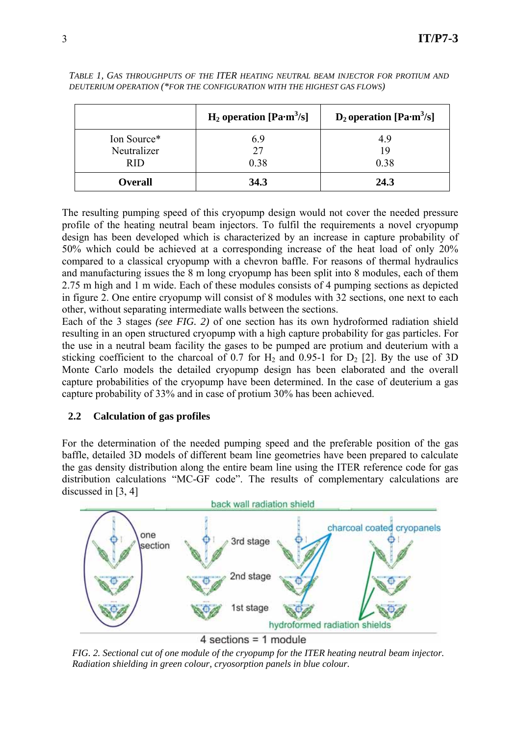*TABLE 1, GAS THROUGHPUTS OF THE ITER HEATING NEUTRAL BEAM INJECTOR FOR PROTIUM AND DEUTERIUM OPERATION (*FOR THE CONFIGURATION WITH THE HIGHEST GAS FLOWS)*

| | $H_2$ operation [$Pa \cdot m^3/s$] | $D_2$ operation [$Pa \cdot m^3/s$] |
|---|---|---|
| Ion Source* | 6.9 | 4.9 |
| Neutralizer | 27 | 19 |
| RID | 0.38 | 0.38 |
| **Overall** | **34.3** | **24.3** |

The resulting pumping speed of this cryopump design would not cover the needed pressure profile of the heating neutral beam injectors. To fulfil the requirements a novel cryopump design has been developed which is characterized by an increase in capture probability of 50% which could be achieved at a corresponding increase of the heat load of only 20% compared to a classical cryopump with a chevron baffle. For reasons of thermal hydraulics and manufacturing issues the 8 m long cryopump has been split into 8 modules, each of them 2.75 m high and 1 m wide. Each of these modules consists of 4 pumping sections as depicted in figure 2. One entire cryopump will consist of 8 modules with 32 sections, one next to each other, without separating intermediate walls between the sections.

Each of the 3 stages *(see FIG. 2)* of one section has its own hydroformed radiation shield resulting in an open structured cryopump with a high capture probability for gas particles. For the use in a neutral beam facility the gases to be pumped are protium and deuterium with a sticking coefficient to the charcoal of 0.7 for $H_2$ and 0.95-1 for $D_2$ [2]. By the use of 3D Monte Carlo models the detailed cryopump design has been elaborated and the overall capture probabilities of the cryopump have been determined. In the case of deuterium a gas capture probability of 33% and in case of protium 30% has been achieved.

## 2.2 Calculation of gas profiles

For the determination of the needed pumping speed and the preferable position of the gas baffle, detailed 3D models of different beam line geometries have been prepared to calculate the gas density distribution along the entire beam line using the ITER reference code for gas distribution calculations "MC-GF code". The results of complementary calculations are discussed in [3, 4]

*FIG. 2. Sectional cut of one module of the cryopump for the ITER heating neutral beam injector. Radiation shielding in green colour, cryosorption panels in blue colour.*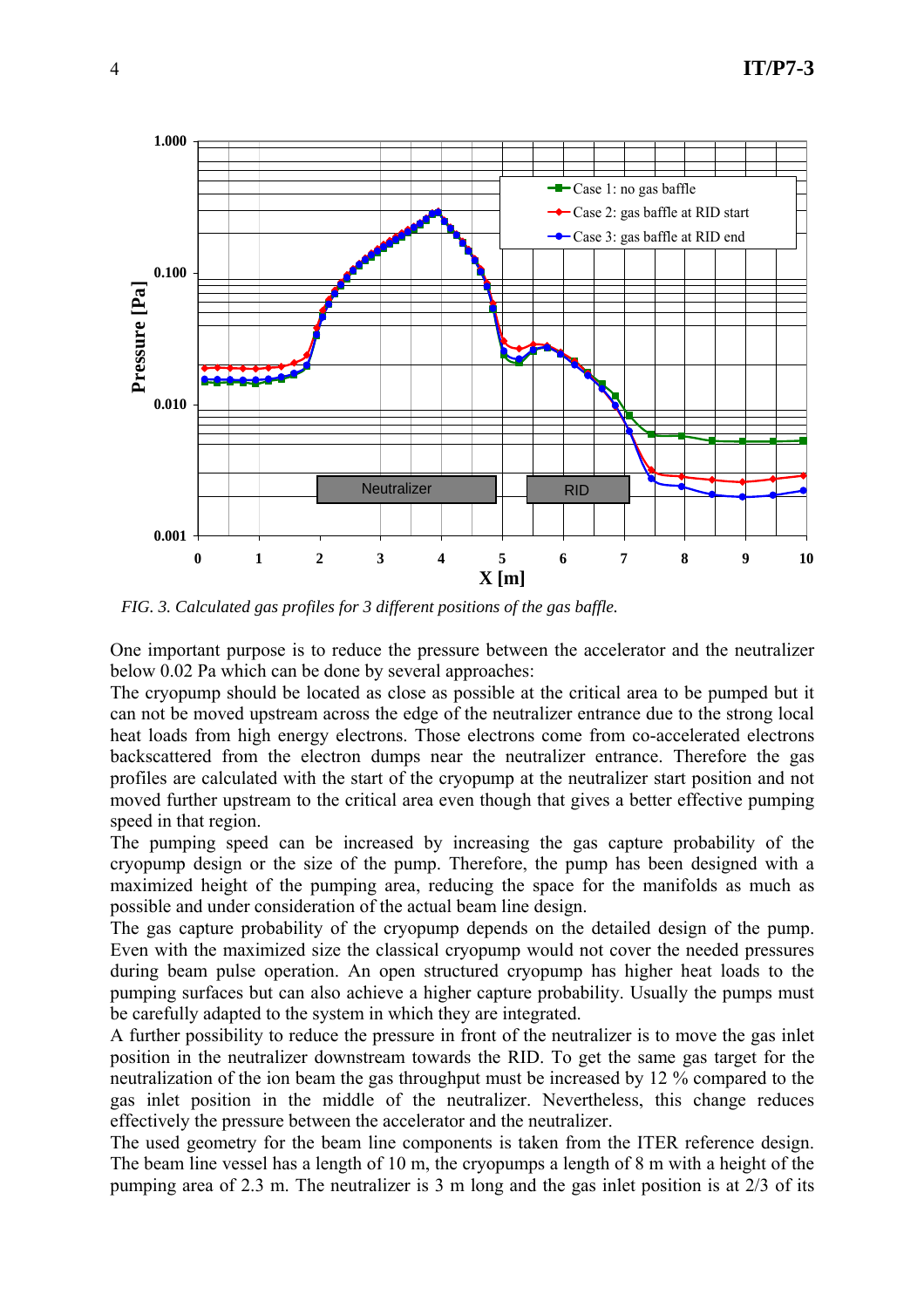FIG. 3. Calculated gas profiles for 3 different positions of the gas baffle.

One important purpose is to reduce the pressure between the accelerator and the neutralizer below 0.02 Pa which can be done by several approaches:

The cryopump should be located as close as possible at the critical area to be pumped but it can not be moved upstream across the edge of the neutralizer entrance due to the strong local heat loads from high energy electrons. Those electrons come from co-accelerated electrons backscattered from the electron dumps near the neutralizer entrance. Therefore the gas profiles are calculated with the start of the cryopump at the neutralizer start position and not moved further upstream to the critical area even though that gives a better effective pumping speed in that region.

The pumping speed can be increased by increasing the gas capture probability of the cryopump design or the size of the pump. Therefore, the pump has been designed with a maximized height of the pumping area, reducing the space for the manifolds as much as possible and under consideration of the actual beam line design.

The gas capture probability of the cryopump depends on the detailed design of the pump. Even with the maximized size the classical cryopump would not cover the needed pressures during beam pulse operation. An open structured cryopump has higher heat loads to the pumping surfaces but can also achieve a higher capture probability. Usually the pumps must be carefully adapted to the system in which they are integrated.

A further possibility to reduce the pressure in front of the neutralizer is to move the gas inlet position in the neutralizer downstream towards the RID. To get the same gas target for the neutralization of the ion beam the gas throughput must be increased by 12 % compared to the gas inlet position in the middle of the neutralizer. Nevertheless, this change reduces effectively the pressure between the accelerator and the neutralizer.

The used geometry for the beam line components is taken from the ITER reference design. The beam line vessel has a length of 10 m, the cryopumps a length of 8 m with a height of the pumping area of 2.3 m. The neutralizer is 3 m long and the gas inlet position is at 2/3 of its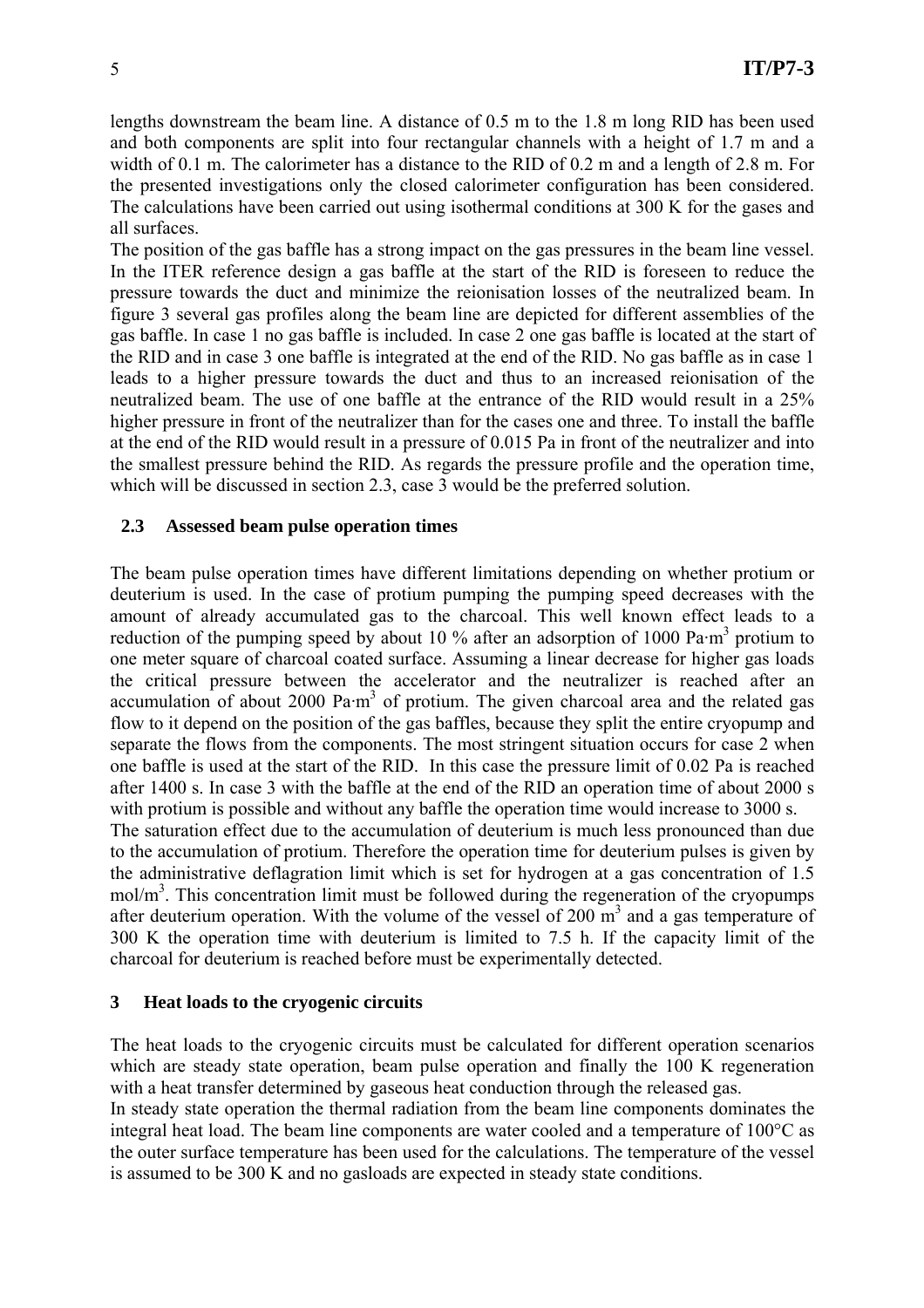lengths downstream the beam line. A distance of 0.5 m to the 1.8 m long RID has been used and both components are split into four rectangular channels with a height of 1.7 m and a width of 0.1 m. The calorimeter has a distance to the RID of 0.2 m and a length of 2.8 m. For the presented investigations only the closed calorimeter configuration has been considered. The calculations have been carried out using isothermal conditions at 300 K for the gases and all surfaces.

The position of the gas baffle has a strong impact on the gas pressures in the beam line vessel. In the ITER reference design a gas baffle at the start of the RID is foreseen to reduce the pressure towards the duct and minimize the reionisation losses of the neutralized beam. In figure 3 several gas profiles along the beam line are depicted for different assemblies of the gas baffle. In case 1 no gas baffle is included. In case 2 one gas baffle is located at the start of the RID and in case 3 one baffle is integrated at the end of the RID. No gas baffle as in case 1 leads to a higher pressure towards the duct and thus to an increased reionisation of the neutralized beam. The use of one baffle at the entrance of the RID would result in a 25% higher pressure in front of the neutralizer than for the cases one and three. To install the baffle at the end of the RID would result in a pressure of 0.015 Pa in front of the neutralizer and into the smallest pressure behind the RID. As regards the pressure profile and the operation time, which will be discussed in section 2.3, case 3 would be the preferred solution.

### 2.3 Assessed beam pulse operation times

The beam pulse operation times have different limitations depending on whether protium or deuterium is used. In the case of protium pumping the pumping speed decreases with the amount of already accumulated gas to the charcoal. This well known effect leads to a reduction of the pumping speed by about 10 % after an adsorption of 1000 Pa·m$^3$ protium to one meter square of charcoal coated surface. Assuming a linear decrease for higher gas loads the critical pressure between the accelerator and the neutralizer is reached after an accumulation of about 2000 Pa·m$^3$ of protium. The given charcoal area and the related gas flow to it depend on the position of the gas baffles, because they split the entire cryopump and separate the flows from the components. The most stringent situation occurs for case 2 when one baffle is used at the start of the RID. In this case the pressure limit of 0.02 Pa is reached after 1400 s. In case 3 with the baffle at the end of the RID an operation time of about 2000 s with protium is possible and without any baffle the operation time would increase to 3000 s.

The saturation effect due to the accumulation of deuterium is much less pronounced than due to the accumulation of protium. Therefore the operation time for deuterium pulses is given by the administrative deflagration limit which is set for hydrogen at a gas concentration of 1.5 mol/m$^3$. This concentration limit must be followed during the regeneration of the cryopumps after deuterium operation. With the volume of the vessel of 200 m$^3$ and a gas temperature of 300 K the operation time with deuterium is limited to 7.5 h. If the capacity limit of the charcoal for deuterium is reached before must be experimentally detected.

## 3 Heat loads to the cryogenic circuits

The heat loads to the cryogenic circuits must be calculated for different operation scenarios which are steady state operation, beam pulse operation and finally the 100 K regeneration with a heat transfer determined by gaseous heat conduction through the released gas.

In steady state operation the thermal radiation from the beam line components dominates the integral heat load. The beam line components are water cooled and a temperature of 100°C as the outer surface temperature has been used for the calculations. The temperature of the vessel is assumed to be 300 K and no gasloads are expected in steady state conditions.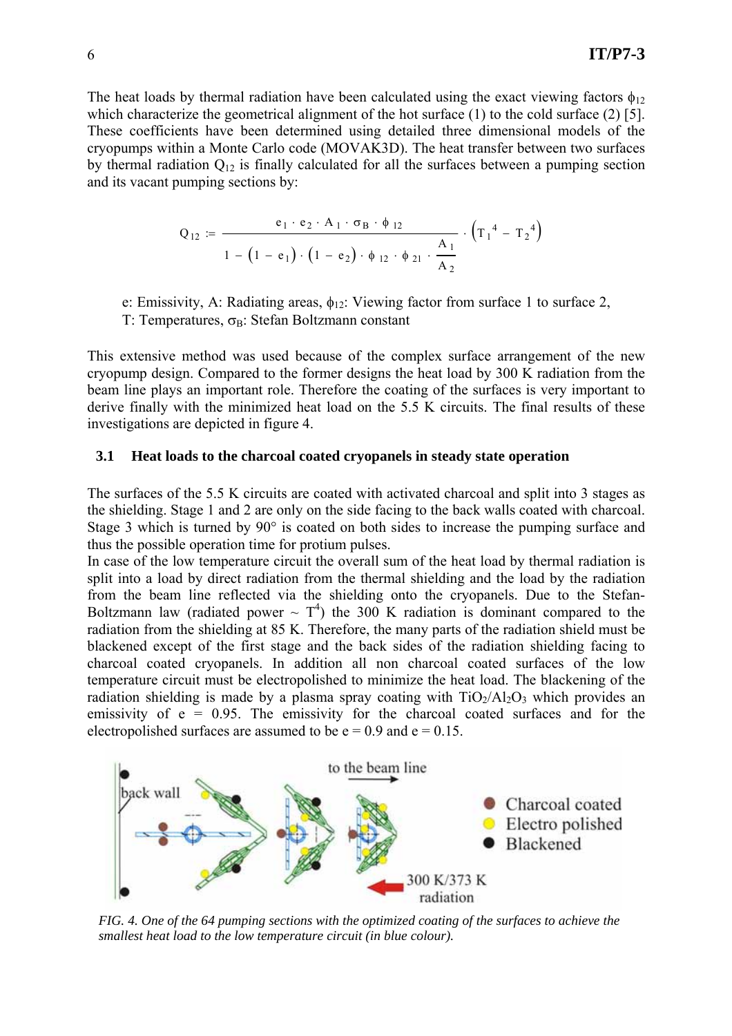The heat loads by thermal radiation have been calculated using the exact viewing factors $\phi_{12}$ which characterize the geometrical alignment of the hot surface (1) to the cold surface (2) [5]. These coefficients have been determined using detailed three dimensional models of the cryopumps within a Monte Carlo code (MOVAK3D). The heat transfer between two surfaces by thermal radiation $Q_{12}$ is finally calculated for all the surfaces between a pumping section and its vacant pumping sections by:

$$Q_{12} := \frac{e_1 \cdot e_2 \cdot A_1 \cdot \sigma_B \cdot \phi_{12}}{1 - (1 - e_1) \cdot (1 - e_2) \cdot \phi_{12} \cdot \phi_{21} \cdot \frac{A_1}{A_2}} \cdot \left(T_1^{\,4} - T_2^{\,4}\right)$$

e: Emissivity, A: Radiating areas, $\phi_{12}$: Viewing factor from surface 1 to surface 2,
T: Temperatures, $\sigma_B$: Stefan Boltzmann constant

This extensive method was used because of the complex surface arrangement of the new cryopump design. Compared to the former designs the heat load by 300 K radiation from the beam line plays an important role. Therefore the coating of the surfaces is very important to derive finally with the minimized heat load on the 5.5 K circuits. The final results of these investigations are depicted in figure 4.

### 3.1 Heat loads to the charcoal coated cryopanels in steady state operation

The surfaces of the 5.5 K circuits are coated with activated charcoal and split into 3 stages as the shielding. Stage 1 and 2 are only on the side facing to the back walls coated with charcoal. Stage 3 which is turned by 90° is coated on both sides to increase the pumping surface and thus the possible operation time for protium pulses.

In case of the low temperature circuit the overall sum of the heat load by thermal radiation is split into a load by direct radiation from the thermal shielding and the load by the radiation from the beam line reflected via the shielding onto the cryopanels. Due to the Stefan-Boltzmann law (radiated power ~ $T^4$) the 300 K radiation is dominant compared to the radiation from the shielding at 85 K. Therefore, the many parts of the radiation shield must be blackened except of the first stage and the back sides of the radiation shielding facing to charcoal coated cryopanels. In addition all non charcoal coated surfaces of the low temperature circuit must be electropolished to minimize the heat load. The blackening of the radiation shielding is made by a plasma spray coating with $TiO_2/Al_2O_3$ which provides an emissivity of e = 0.95. The emissivity for the charcoal coated surfaces and for the electropolished surfaces are assumed to be e = 0.9 and e = 0.15.

*FIG. 4. One of the 64 pumping sections with the optimized coating of the surfaces to achieve the smallest heat load to the low temperature circuit (in blue colour).*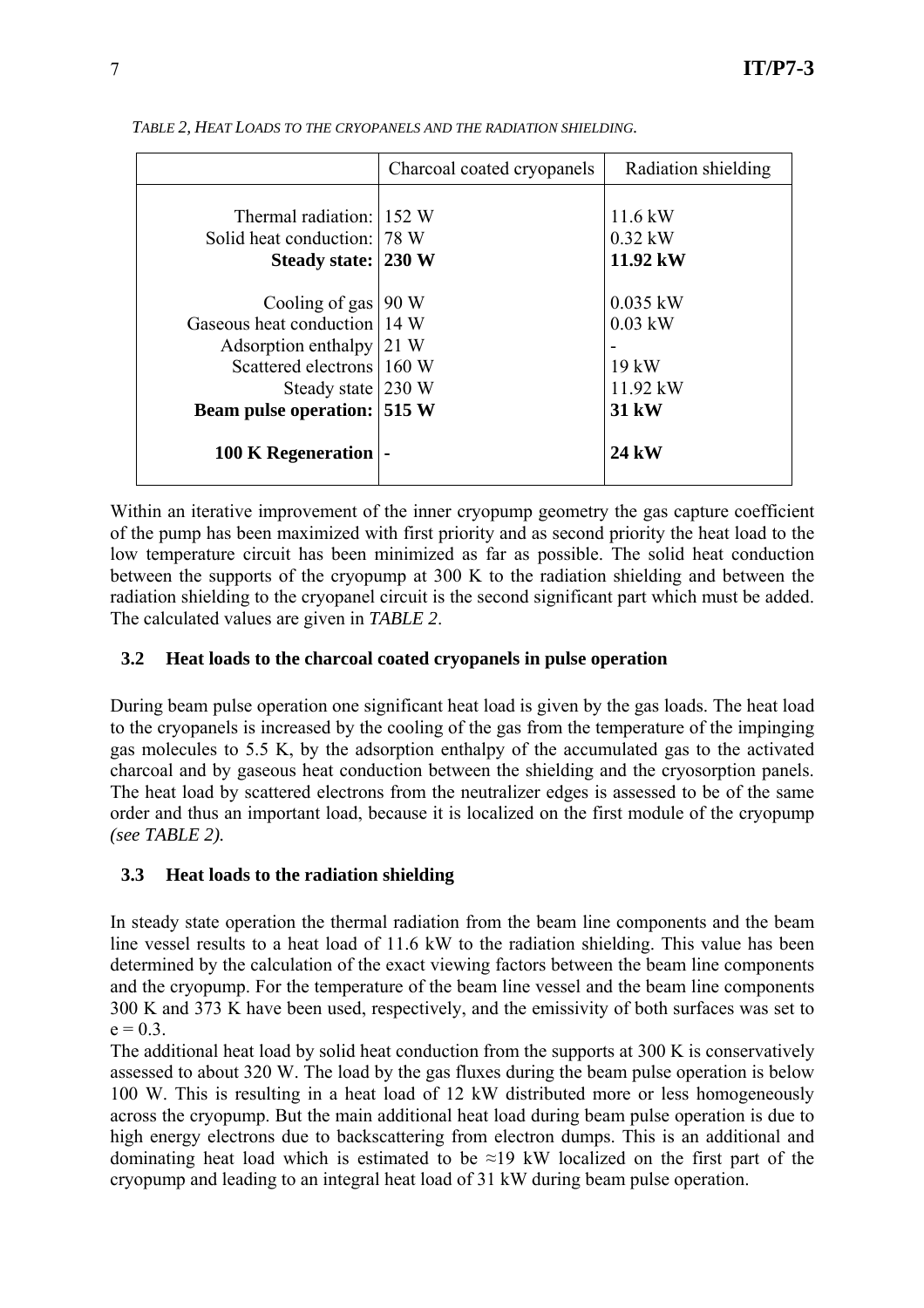*TABLE 2, HEAT LOADS TO THE CRYOPANELS AND THE RADIATION SHIELDING.*

| | Charcoal coated cryopanels | Radiation shielding |
|---|---|---|
| Thermal radiation: | 152 W | 11.6 kW |
| Solid heat conduction: | 78 W | 0.32 kW |
| **Steady state:** | **230 W** | **11.92 kW** |
| Cooling of gas | 90 W | 0.035 kW |
| Gaseous heat conduction | 14 W | 0.03 kW |
| Adsorption enthalpy | 21 W | - |
| Scattered electrons | 160 W | 19 kW |
| Steady state | 230 W | 11.92 kW |
| **Beam pulse operation:** | **515 W** | **31 kW** |
| **100 K Regeneration** | **-** | **24 kW** |

Within an iterative improvement of the inner cryopump geometry the gas capture coefficient of the pump has been maximized with first priority and as second priority the heat load to the low temperature circuit has been minimized as far as possible. The solid heat conduction between the supports of the cryopump at 300 K to the radiation shielding and between the radiation shielding to the cryopanel circuit is the second significant part which must be added. The calculated values are given in *TABLE 2*.

### 3.2 Heat loads to the charcoal coated cryopanels in pulse operation

During beam pulse operation one significant heat load is given by the gas loads. The heat load to the cryopanels is increased by the cooling of the gas from the temperature of the impinging gas molecules to 5.5 K, by the adsorption enthalpy of the accumulated gas to the activated charcoal and by gaseous heat conduction between the shielding and the cryosorption panels. The heat load by scattered electrons from the neutralizer edges is assessed to be of the same order and thus an important load, because it is localized on the first module of the cryopump *(see TABLE 2).*

### 3.3 Heat loads to the radiation shielding

In steady state operation the thermal radiation from the beam line components and the beam line vessel results to a heat load of 11.6 kW to the radiation shielding. This value has been determined by the calculation of the exact viewing factors between the beam line components and the cryopump. For the temperature of the beam line vessel and the beam line components 300 K and 373 K have been used, respectively, and the emissivity of both surfaces was set to $e = 0.3$.

The additional heat load by solid heat conduction from the supports at 300 K is conservatively assessed to about 320 W. The load by the gas fluxes during the beam pulse operation is below 100 W. This is resulting in a heat load of 12 kW distributed more or less homogeneously across the cryopump. But the main additional heat load during beam pulse operation is due to high energy electrons due to backscattering from electron dumps. This is an additional and dominating heat load which is estimated to be $\approx$19 kW localized on the first part of the cryopump and leading to an integral heat load of 31 kW during beam pulse operation.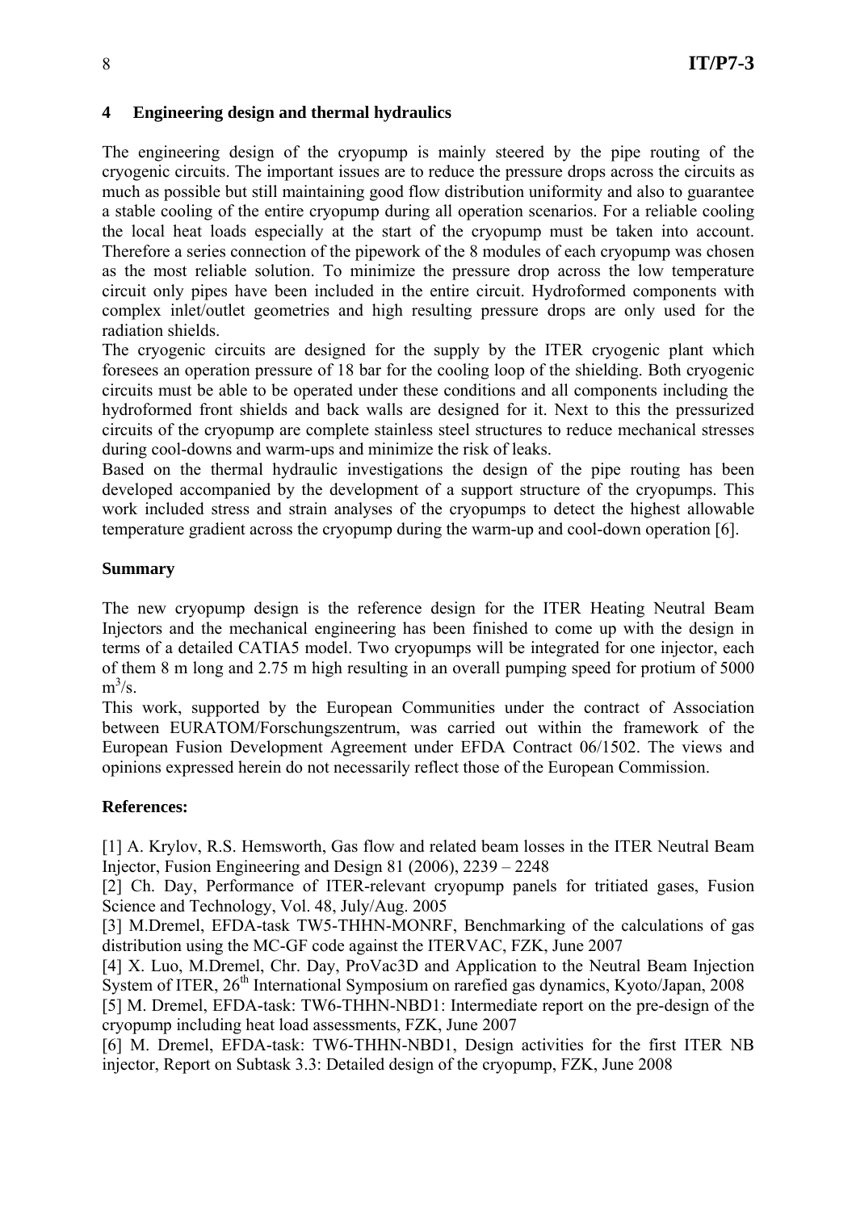## 4 Engineering design and thermal hydraulics

The engineering design of the cryopump is mainly steered by the pipe routing of the cryogenic circuits. The important issues are to reduce the pressure drops across the circuits as much as possible but still maintaining good flow distribution uniformity and also to guarantee a stable cooling of the entire cryopump during all operation scenarios. For a reliable cooling the local heat loads especially at the start of the cryopump must be taken into account. Therefore a series connection of the pipework of the 8 modules of each cryopump was chosen as the most reliable solution. To minimize the pressure drop across the low temperature circuit only pipes have been included in the entire circuit. Hydroformed components with complex inlet/outlet geometries and high resulting pressure drops are only used for the radiation shields.

The cryogenic circuits are designed for the supply by the ITER cryogenic plant which foresees an operation pressure of 18 bar for the cooling loop of the shielding. Both cryogenic circuits must be able to be operated under these conditions and all components including the hydroformed front shields and back walls are designed for it. Next to this the pressurized circuits of the cryopump are complete stainless steel structures to reduce mechanical stresses during cool-downs and warm-ups and minimize the risk of leaks.

Based on the thermal hydraulic investigations the design of the pipe routing has been developed accompanied by the development of a support structure of the cryopumps. This work included stress and strain analyses of the cryopumps to detect the highest allowable temperature gradient across the cryopump during the warm-up and cool-down operation [6].

## Summary

The new cryopump design is the reference design for the ITER Heating Neutral Beam Injectors and the mechanical engineering has been finished to come up with the design in terms of a detailed CATIA5 model. Two cryopumps will be integrated for one injector, each of them 8 m long and 2.75 m high resulting in an overall pumping speed for protium of 5000 $m^3/s$.

This work, supported by the European Communities under the contract of Association between EURATOM/Forschungszentrum, was carried out within the framework of the European Fusion Development Agreement under EFDA Contract 06/1502. The views and opinions expressed herein do not necessarily reflect those of the European Commission.

## References:

[1] A. Krylov, R.S. Hemsworth, Gas flow and related beam losses in the ITER Neutral Beam Injector, Fusion Engineering and Design 81 (2006), 2239 – 2248

[2] Ch. Day, Performance of ITER-relevant cryopump panels for tritiated gases, Fusion Science and Technology, Vol. 48, July/Aug. 2005

[3] M.Dremel, EFDA-task TW5-THHN-MONRF, Benchmarking of the calculations of gas distribution using the MC-GF code against the ITERVAC, FZK, June 2007

[4] X. Luo, M.Dremel, Chr. Day, ProVac3D and Application to the Neutral Beam Injection System of ITER, 26th International Symposium on rarefied gas dynamics, Kyoto/Japan, 2008

[5] M. Dremel, EFDA-task: TW6-THHN-NBD1: Intermediate report on the pre-design of the cryopump including heat load assessments, FZK, June 2007

[6] M. Dremel, EFDA-task: TW6-THHN-NBD1, Design activities for the first ITER NB injector, Report on Subtask 3.3: Detailed design of the cryopump, FZK, June 2008